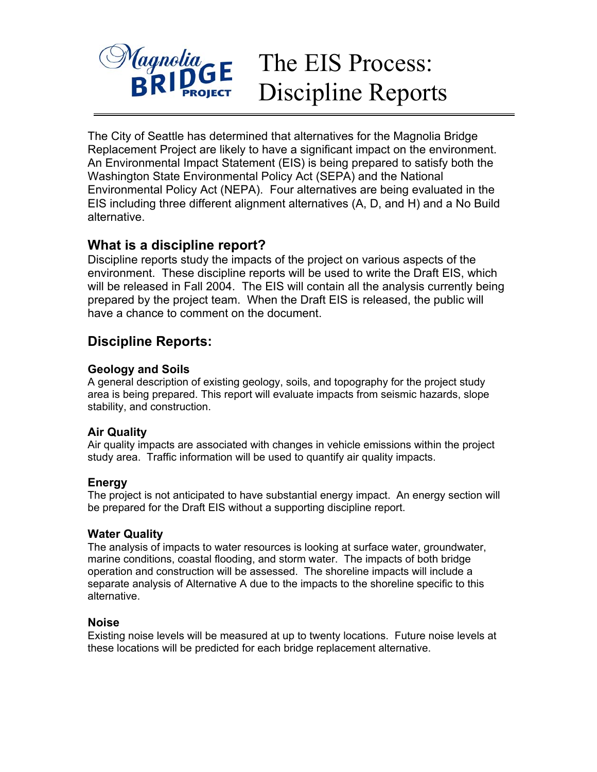# The EIS Process: Discipline Reports

The City of Seattle has determined that alternatives for the Magnolia Bridge Replacement Project are likely to have a significant impact on the environment. An Environmental Impact Statement (EIS) is being prepared to satisfy both the Washington State Environmental Policy Act (SEPA) and the National Environmental Policy Act (NEPA). Four alternatives are being evaluated in the EIS including three different alignment alternatives (A, D, and H) and a No Build alternative.

## What is a discipline report?

Discipline reports study the impacts of the project on various aspects of the environment. These discipline reports will be used to write the Draft EIS, which will be released in Fall 2004. The EIS will contain all the analysis currently being prepared by the project team. When the Draft EIS is released, the public will have a chance to comment on the document.

## Discipline Reports:

### Geology and Soils

A general description of existing geology, soils, and topography for the project study area is being prepared. This report will evaluate impacts from seismic hazards, slope stability, and construction.

### Air Quality

Air quality impacts are associated with changes in vehicle emissions within the project study area. Traffic information will be used to quantify air quality impacts.

### Energy

The project is not anticipated to have substantial energy impact. An energy section will be prepared for the Draft EIS without a supporting discipline report.

### Water Quality

The analysis of impacts to water resources is looking at surface water, groundwater, marine conditions, coastal flooding, and storm water. The impacts of both bridge operation and construction will be assessed. The shoreline impacts will include a separate analysis of Alternative A due to the impacts to the shoreline specific to this alternative.

### Noise

Existing noise levels will be measured at up to twenty locations. Future noise levels at these locations will be predicted for each bridge replacement alternative.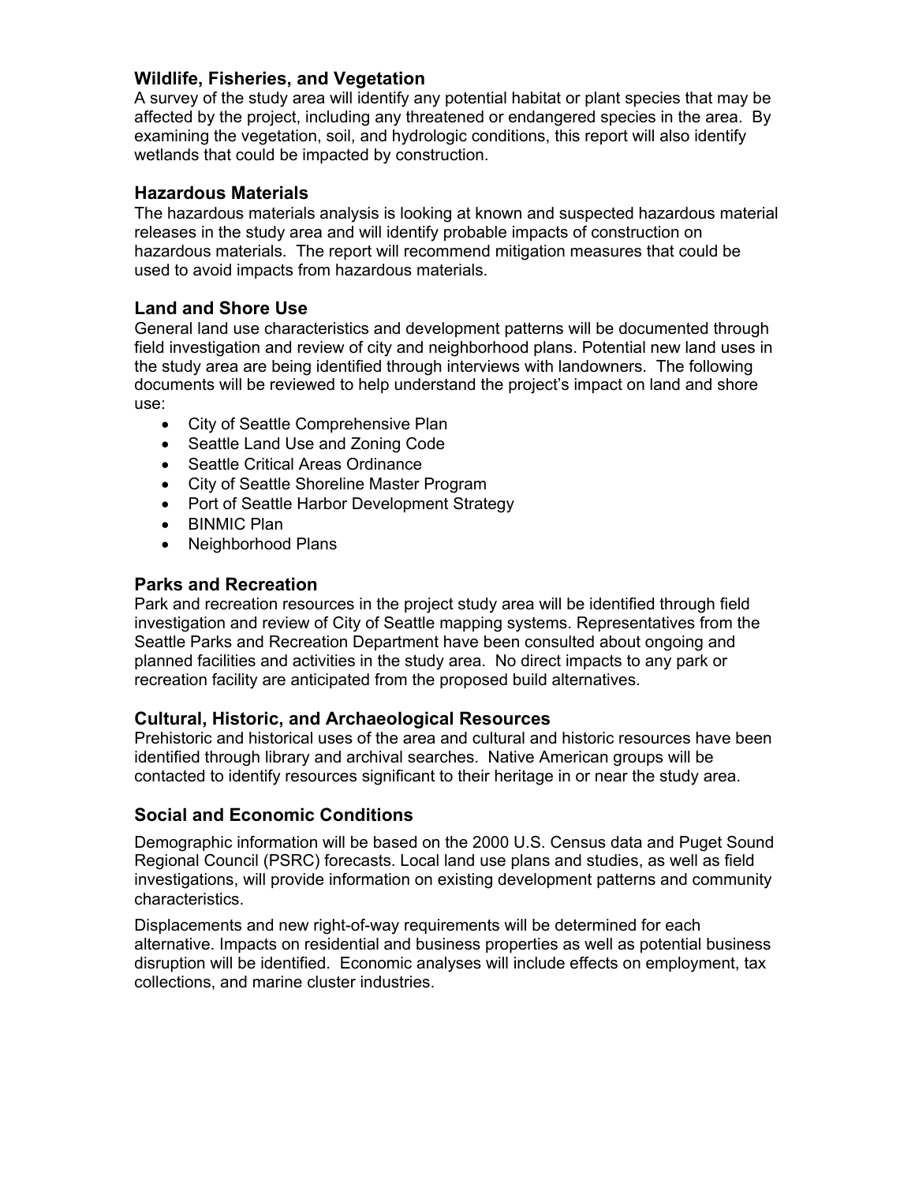### Wildlife, Fisheries, and Vegetation

A survey of the study area will identify any potential habitat or plant species that may be affected by the project, including any threatened or endangered species in the area. By examining the vegetation, soil, and hydrologic conditions, this report will also identify wetlands that could be impacted by construction.

### Hazardous Materials

The hazardous materials analysis is looking at known and suspected hazardous material releases in the study area and will identify probable impacts of construction on hazardous materials. The report will recommend mitigation measures that could be used to avoid impacts from hazardous materials.

### Land and Shore Use

General land use characteristics and development patterns will be documented through field investigation and review of city and neighborhood plans. Potential new land uses in the study area are being identified through interviews with landowners. The following documents will be reviewed to help understand the project's impact on land and shore use:

- City of Seattle Comprehensive Plan
- Seattle Land Use and Zoning Code
- Seattle Critical Areas Ordinance
- City of Seattle Shoreline Master Program
- Port of Seattle Harbor Development Strategy
- BINMIC Plan
- Neighborhood Plans

### Parks and Recreation

Park and recreation resources in the project study area will be identified through field investigation and review of City of Seattle mapping systems. Representatives from the Seattle Parks and Recreation Department have been consulted about ongoing and planned facilities and activities in the study area. No direct impacts to any park or recreation facility are anticipated from the proposed build alternatives.

### Cultural, Historic, and Archaeological Resources

Prehistoric and historical uses of the area and cultural and historic resources have been identified through library and archival searches. Native American groups will be contacted to identify resources significant to their heritage in or near the study area.

### Social and Economic Conditions

Demographic information will be based on the 2000 U.S. Census data and Puget Sound Regional Council (PSRC) forecasts. Local land use plans and studies, as well as field investigations, will provide information on existing development patterns and community characteristics.

Displacements and new right-of-way requirements will be determined for each alternative. Impacts on residential and business properties as well as potential business disruption will be identified. Economic analyses will include effects on employment, tax collections, and marine cluster industries.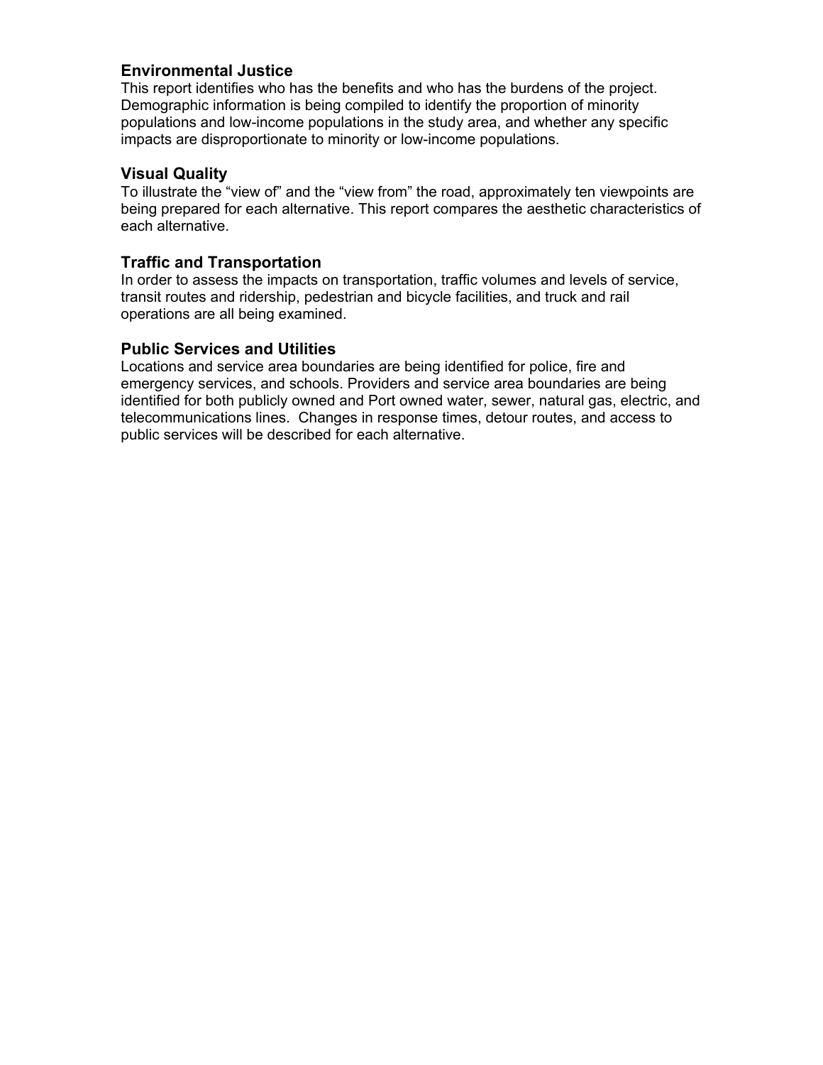### Environmental Justice

This report identifies who has the benefits and who has the burdens of the project. Demographic information is being compiled to identify the proportion of minority populations and low-income populations in the study area, and whether any specific impacts are disproportionate to minority or low-income populations.

### Visual Quality

To illustrate the “view of” and the “view from” the road, approximately ten viewpoints are being prepared for each alternative. This report compares the aesthetic characteristics of each alternative.

### Traffic and Transportation

In order to assess the impacts on transportation, traffic volumes and levels of service, transit routes and ridership, pedestrian and bicycle facilities, and truck and rail operations are all being examined.

### Public Services and Utilities

Locations and service area boundaries are being identified for police, fire and emergency services, and schools. Providers and service area boundaries are being identified for both publicly owned and Port owned water, sewer, natural gas, electric, and telecommunications lines. Changes in response times, detour routes, and access to public services will be described for each alternative.